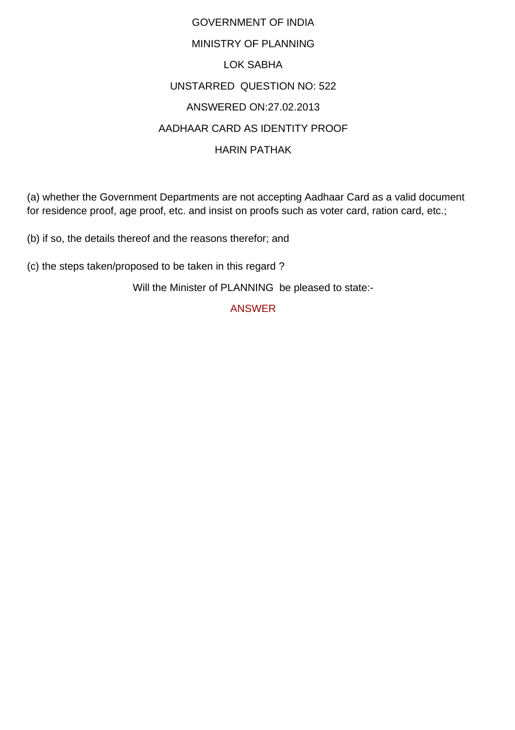GOVERNMENT OF INDIA

MINISTRY OF PLANNING

LOK SABHA

UNSTARRED QUESTION NO: 522

ANSWERED ON:27.02.2013

AADHAAR CARD AS IDENTITY PROOF

HARIN PATHAK

(a) whether the Government Departments are not accepting Aadhaar Card as a valid document for residence proof, age proof, etc. and insist on proofs such as voter card, ration card, etc.;

(b) if so, the details thereof and the reasons therefor; and

(c) the steps taken/proposed to be taken in this regard ?

Will the Minister of PLANNING be pleased to state:-

ANSWER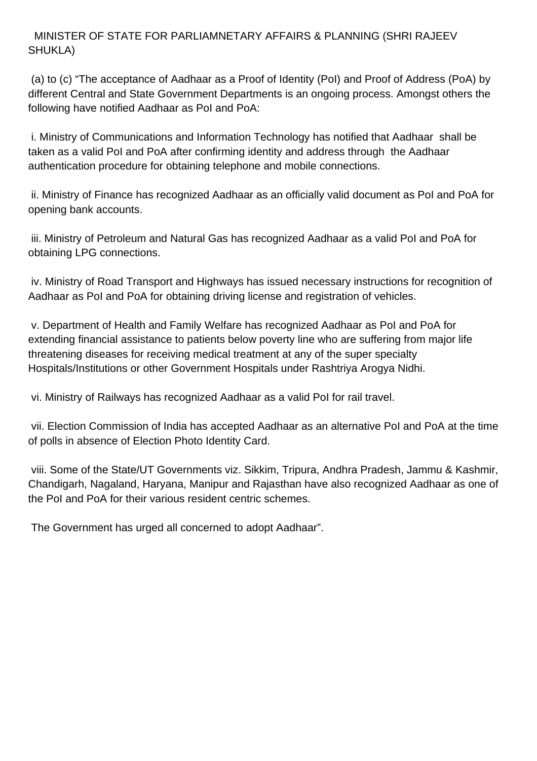MINISTER OF STATE FOR PARLIAMNETARY AFFAIRS & PLANNING (SHRI RAJEEV SHUKLA)

(a) to (c) "The acceptance of Aadhaar as a Proof of Identity (PoI) and Proof of Address (PoA) by different Central and State Government Departments is an ongoing process. Amongst others the following have notified Aadhaar as PoI and PoA:

i. Ministry of Communications and Information Technology has notified that Aadhaar shall be taken as a valid PoI and PoA after confirming identity and address through the Aadhaar authentication procedure for obtaining telephone and mobile connections.

ii. Ministry of Finance has recognized Aadhaar as an officially valid document as PoI and PoA for opening bank accounts.

iii. Ministry of Petroleum and Natural Gas has recognized Aadhaar as a valid PoI and PoA for obtaining LPG connections.

iv. Ministry of Road Transport and Highways has issued necessary instructions for recognition of Aadhaar as PoI and PoA for obtaining driving license and registration of vehicles.

v. Department of Health and Family Welfare has recognized Aadhaar as PoI and PoA for extending financial assistance to patients below poverty line who are suffering from major life threatening diseases for receiving medical treatment at any of the super specialty Hospitals/Institutions or other Government Hospitals under Rashtriya Arogya Nidhi.

vi. Ministry of Railways has recognized Aadhaar as a valid PoI for rail travel.

vii. Election Commission of India has accepted Aadhaar as an alternative PoI and PoA at the time of polls in absence of Election Photo Identity Card.

viii. Some of the State/UT Governments viz. Sikkim, Tripura, Andhra Pradesh, Jammu & Kashmir, Chandigarh, Nagaland, Haryana, Manipur and Rajasthan have also recognized Aadhaar as one of the PoI and PoA for their various resident centric schemes.

The Government has urged all concerned to adopt Aadhaar".